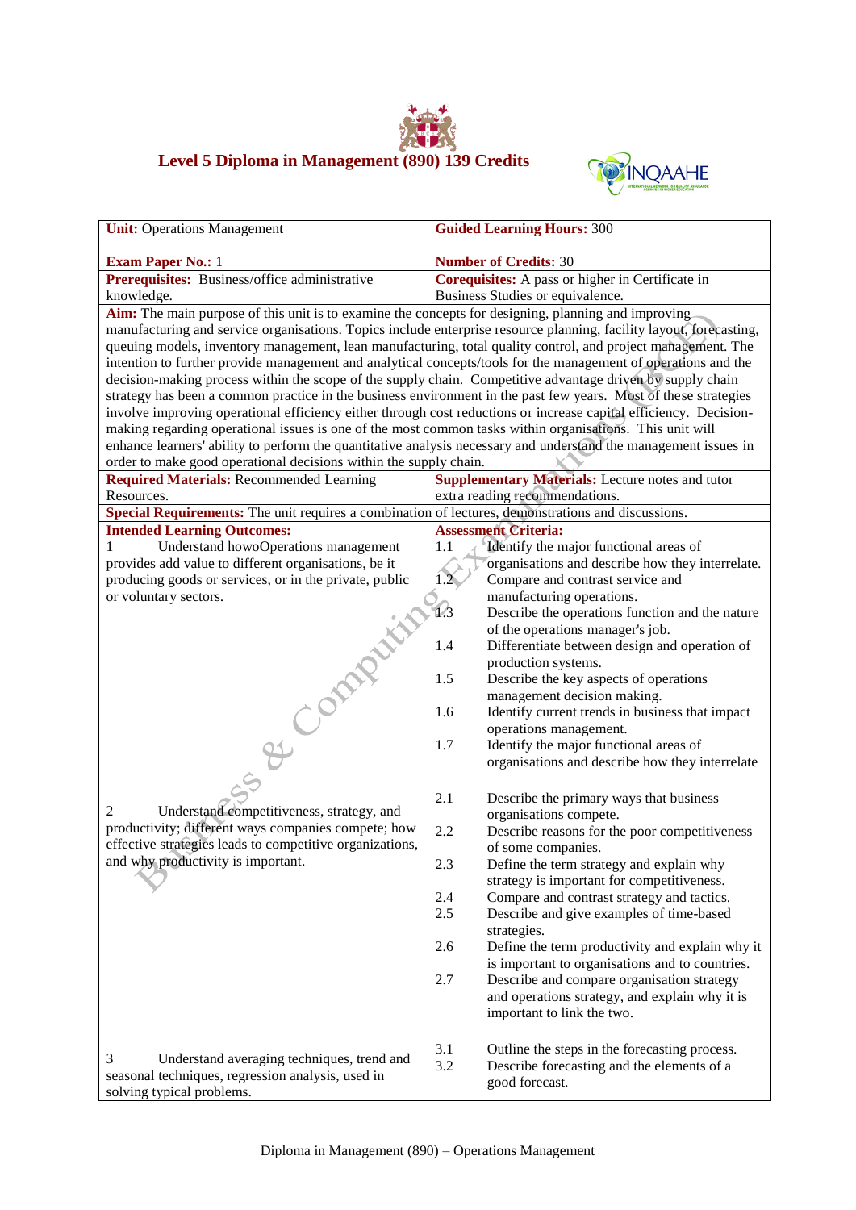# Level 5 Diploma in Management (890) 139 Credits

| **Unit:** Operations Management<br><br>**Exam Paper No.:** 1 | **Guided Learning Hours:** 300<br><br>**Number of Credits:** 30 |
|---|---|
| **Prerequisites:** Business/office administrative knowledge. | **Corequisites:** A pass or higher in Certificate in Business Studies or equivalence. |
| **Aim:** The main purpose of this unit is to examine the concepts for designing, planning and improving manufacturing and service organisations. Topics include enterprise resource planning, facility layout, forecasting, queuing models, inventory management, lean manufacturing, total quality control, and project management. The intention to further provide management and analytical concepts/tools for the management of operations and the decision-making process within the scope of the supply chain. Competitive advantage driven by supply chain strategy has been a common practice in the business environment in the past few years. Most of these strategies involve improving operational efficiency either through cost reductions or increase capital efficiency. Decision-making regarding operational issues is one of the most common tasks within organisations. This unit will enhance learners' ability to perform the quantitative analysis necessary and understand the management issues in order to make good operational decisions within the supply chain. | |
| **Required Materials:** Recommended Learning Resources. | **Supplementary Materials:** Lecture notes and tutor extra reading recommendations. |
| **Special Requirements:** The unit requires a combination of lectures, demonstrations and discussions. | |
| **Intended Learning Outcomes:** | **Assessment Criteria:** |
| 1 Understand howoOperations management provides add value to different organisations, be it producing goods or services, or in the private, public or voluntary sectors. | 1.1 Identify the major functional areas of organisations and describe how they interrelate.<br>1.2 Compare and contrast service and manufacturing operations.<br>1.3 Describe the operations function and the nature of the operations manager's job.<br>1.4 Differentiate between design and operation of production systems.<br>1.5 Describe the key aspects of operations management decision making.<br>1.6 Identify current trends in business that impact operations management.<br>1.7 Identify the major functional areas of organisations and describe how they interrelate |
| 2 Understand competitiveness, strategy, and productivity; different ways companies compete; how effective strategies leads to competitive organizations, and why productivity is important. | 2.1 Describe the primary ways that business organisations compete.<br>2.2 Describe reasons for the poor competitiveness of some companies.<br>2.3 Define the term strategy and explain why strategy is important for competitiveness.<br>2.4 Compare and contrast strategy and tactics.<br>2.5 Describe and give examples of time-based strategies.<br>2.6 Define the term productivity and explain why it is important to organisations and to countries.<br>2.7 Describe and compare organisation strategy and operations strategy, and explain why it is important to link the two. |
| 3 Understand averaging techniques, trend and seasonal techniques, regression analysis, used in solving typical problems. | 3.1 Outline the steps in the forecasting process.<br>3.2 Describe forecasting and the elements of a good forecast. |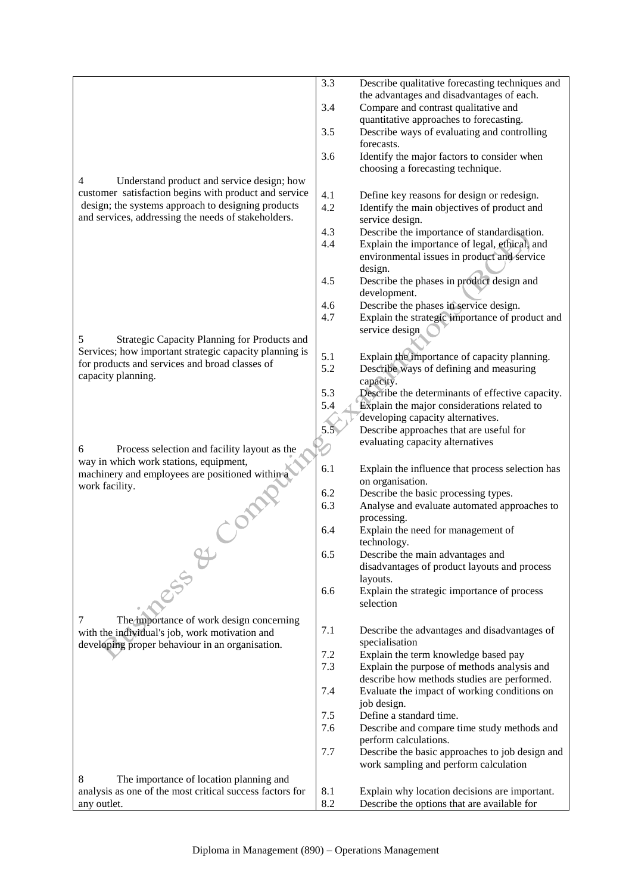| | | |
|---|---|---|
| | 3.3 | Describe qualitative forecasting techniques and the advantages and disadvantages of each. |
| | 3.4 | Compare and contrast qualitative and quantitative approaches to forecasting. |
| | 3.5 | Describe ways of evaluating and controlling forecasts. |
| | 3.6 | Identify the major factors to consider when choosing a forecasting technique. |
| 4 Understand product and service design; how customer satisfaction begins with product and service design; the systems approach to designing products and services, addressing the needs of stakeholders. | 4.1 | Define key reasons for design or redesign. |
| | 4.2 | Identify the main objectives of product and service design. |
| | 4.3 | Describe the importance of standardisation. |
| | 4.4 | Explain the importance of legal, ethical, and environmental issues in product and service design. |
| | 4.5 | Describe the phases in product design and development. |
| | 4.6 | Describe the phases in service design. |
| | 4.7 | Explain the strategic importance of product and service design |
| 5 Strategic Capacity Planning for Products and Services; how important strategic capacity planning is for products and services and broad classes of capacity planning. | 5.1 | Explain the importance of capacity planning. |
| | 5.2 | Describe ways of defining and measuring capacity. |
| | 5.3 | Describe the determinants of effective capacity. |
| | 5.4 | Explain the major considerations related to developing capacity alternatives. |
| | 5.5 | Describe approaches that are useful for evaluating capacity alternatives |
| 6 Process selection and facility layout as the way in which work stations, equipment, machinery and employees are positioned within a work facility. | 6.1 | Explain the influence that process selection has on organisation. |
| | 6.2 | Describe the basic processing types. |
| | 6.3 | Analyse and evaluate automated approaches to processing. |
| | 6.4 | Explain the need for management of technology. |
| | 6.5 | Describe the main advantages and disadvantages of product layouts and process layouts. |
| | 6.6 | Explain the strategic importance of process selection |
| 7 The importance of work design concerning with the individual's job, work motivation and developing proper behaviour in an organisation. | 7.1 | Describe the advantages and disadvantages of specialisation |
| | 7.2 | Explain the term knowledge based pay |
| | 7.3 | Explain the purpose of methods analysis and describe how methods studies are performed. |
| | 7.4 | Evaluate the impact of working conditions on job design. |
| | 7.5 | Define a standard time. |
| | 7.6 | Describe and compare time study methods and perform calculations. |
| | 7.7 | Describe the basic approaches to job design and work sampling and perform calculation |
| 8 The importance of location planning and analysis as one of the most critical success factors for any outlet. | 8.1 | Explain why location decisions are important. |
| | 8.2 | Describe the options that are available for |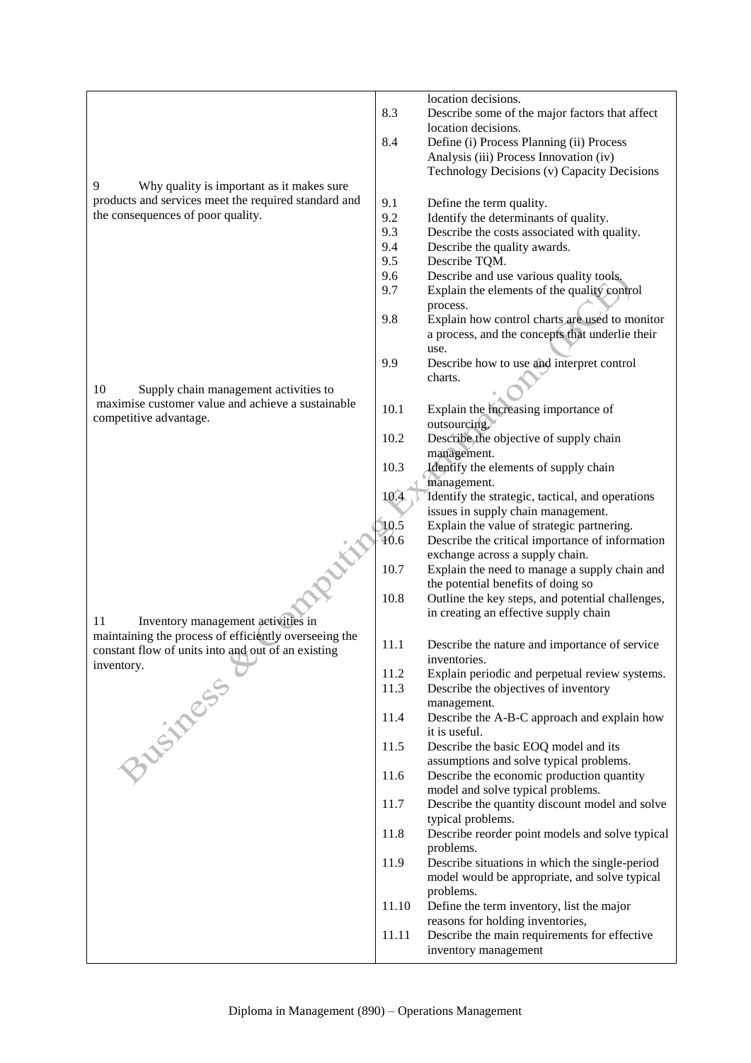| | | |
|---|---|---|
| | | location decisions. |
| | 8.3 | Describe some of the major factors that affect location decisions. |
| | 8.4 | Define (i) Process Planning (ii) Process Analysis (iii) Process Innovation (iv) Technology Decisions (v) Capacity Decisions |
| 9 Why quality is important as it makes sure products and services meet the required standard and the consequences of poor quality. | 9.1 | Define the term quality. |
| | 9.2 | Identify the determinants of quality. |
| | 9.3 | Describe the costs associated with quality. |
| | 9.4 | Describe the quality awards. |
| | 9.5 | Describe TQM. |
| | 9.6 | Describe and use various quality tools. |
| | 9.7 | Explain the elements of the quality control process. |
| | 9.8 | Explain how control charts are used to monitor a process, and the concepts that underlie their use. |
| | 9.9 | Describe how to use and interpret control charts. |
| 10 Supply chain management activities to maximise customer value and achieve a sustainable competitive advantage. | 10.1 | Explain the increasing importance of outsourcing. |
| | 10.2 | Describe the objective of supply chain management. |
| | 10.3 | Identify the elements of supply chain management. |
| | 10.4 | Identify the strategic, tactical, and operations issues in supply chain management. |
| | 10.5 | Explain the value of strategic partnering. |
| | 10.6 | Describe the critical importance of information exchange across a supply chain. |
| | 10.7 | Explain the need to manage a supply chain and the potential benefits of doing so |
| | 10.8 | Outline the key steps, and potential challenges, in creating an effective supply chain |
| 11 Inventory management activities in maintaining the process of efficiently overseeing the constant flow of units into and out of an existing inventory. | 11.1 | Describe the nature and importance of service inventories. |
| | 11.2 | Explain periodic and perpetual review systems. |
| | 11.3 | Describe the objectives of inventory management. |
| | 11.4 | Describe the A-B-C approach and explain how it is useful. |
| | 11.5 | Describe the basic EOQ model and its assumptions and solve typical problems. |
| | 11.6 | Describe the economic production quantity model and solve typical problems. |
| | 11.7 | Describe the quantity discount model and solve typical problems. |
| | 11.8 | Describe reorder point models and solve typical problems. |
| | 11.9 | Describe situations in which the single-period model would be appropriate, and solve typical problems. |
| | 11.10 | Define the term inventory, list the major reasons for holding inventories, |
| | 11.11 | Describe the main requirements for effective inventory management |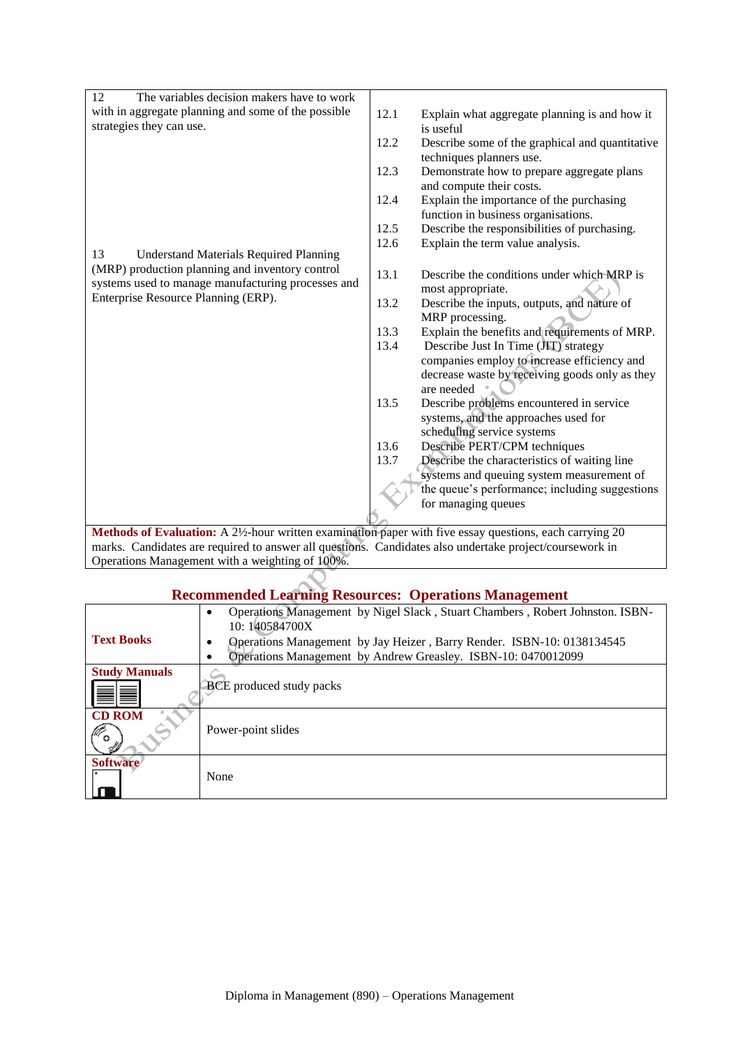| | |
|---|---|
| 12 The variables decision makers have to work with in aggregate planning and some of the possible strategies they can use. | 12.1 Explain what aggregate planning is and how it is useful<br>12.2 Describe some of the graphical and quantitative techniques planners use.<br>12.3 Demonstrate how to prepare aggregate plans and compute their costs.<br>12.4 Explain the importance of the purchasing function in business organisations.<br>12.5 Describe the responsibilities of purchasing.<br>12.6 Explain the term value analysis. |
| 13 Understand Materials Required Planning (MRP) production planning and inventory control systems used to manage manufacturing processes and Enterprise Resource Planning (ERP). | 13.1 Describe the conditions under which MRP is most appropriate.<br>13.2 Describe the inputs, outputs, and nature of MRP processing.<br>13.3 Explain the benefits and requirements of MRP.<br>13.4 Describe Just In Time (JIT) strategy companies employ to increase efficiency and decrease waste by receiving goods only as they are needed<br>13.5 Describe problems encountered in service systems, and the approaches used for scheduling service systems<br>13.6 Describe PERT/CPM techniques<br>13.7 Describe the characteristics of waiting line systems and queuing system measurement of the queue's performance; including suggestions for managing queues |

**Methods of Evaluation:** A 2½-hour written examination paper with five essay questions, each carrying 20 marks. Candidates are required to answer all questions. Candidates also undertake project/coursework in Operations Management with a weighting of 100%.

## Recommended Learning Resources: Operations Management

| | |
|---|---|
| **Text Books** | • Operations Management by Nigel Slack , Stuart Chambers , Robert Johnston. ISBN-10: 140584700X<br>• Operations Management by Jay Heizer , Barry Render. ISBN-10: 0138134545<br>• Operations Management by Andrew Greasley. ISBN-10: 0470012099 |
| **Study Manuals** | BCE produced study packs |
| **CD ROM** | Power-point slides |
| **Software** | None |